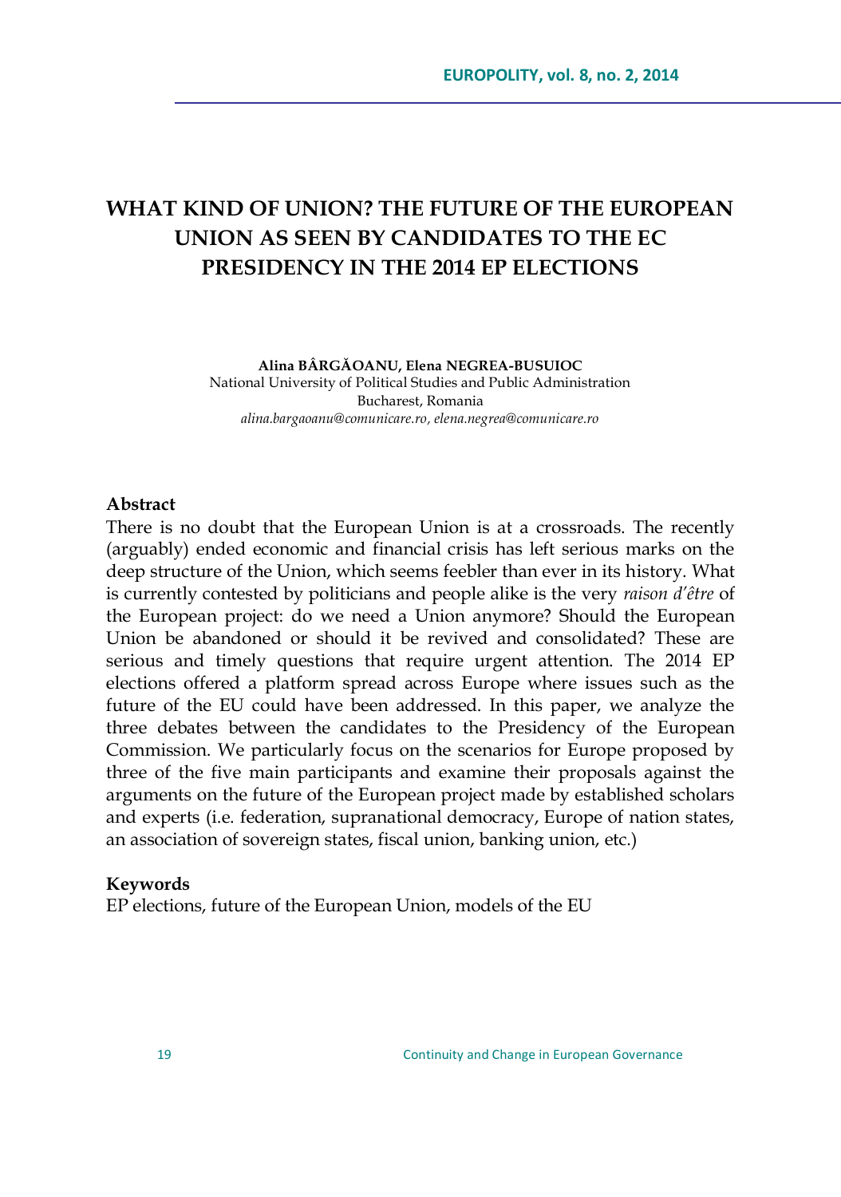# WHAT KIND OF UNION? THE FUTURE OF THE EUROPEAN UNION AS SEEN BY CANDIDATES TO THE EC PRESIDENCY IN THE 2014 EP ELECTIONS

**Alina BÂRGĂOANU, Elena NEGREA-BUSUIOC**
National University of Political Studies and Public Administration
Bucharest, Romania
*alina.bargaoanu@comunicare.ro, elena.negrea@comunicare.ro*

**Abstract**

There is no doubt that the European Union is at a crossroads. The recently (arguably) ended economic and financial crisis has left serious marks on the deep structure of the Union, which seems feebler than ever in its history. What is currently contested by politicians and people alike is the very *raison d'être* of the European project: do we need a Union anymore? Should the European Union be abandoned or should it be revived and consolidated? These are serious and timely questions that require urgent attention. The 2014 EP elections offered a platform spread across Europe where issues such as the future of the EU could have been addressed. In this paper, we analyze the three debates between the candidates to the Presidency of the European Commission. We particularly focus on the scenarios for Europe proposed by three of the five main participants and examine their proposals against the arguments on the future of the European project made by established scholars and experts (i.e. federation, supranational democracy, Europe of nation states, an association of sovereign states, fiscal union, banking union, etc.)

**Keywords**

EP elections, future of the European Union, models of the EU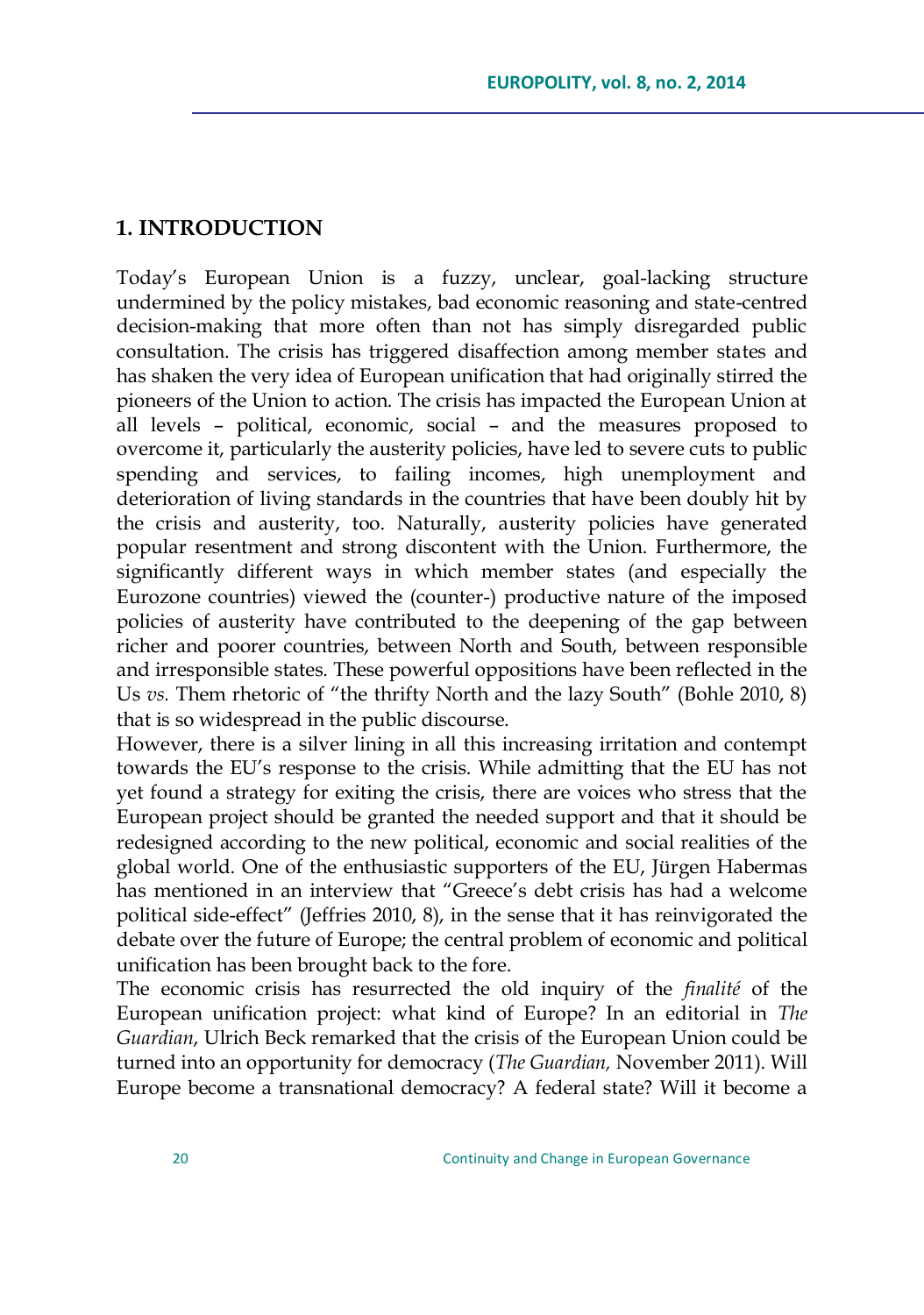## 1. INTRODUCTION

Today's European Union is a fuzzy, unclear, goal-lacking structure undermined by the policy mistakes, bad economic reasoning and state-centred decision-making that more often than not has simply disregarded public consultation. The crisis has triggered disaffection among member states and has shaken the very idea of European unification that had originally stirred the pioneers of the Union to action. The crisis has impacted the European Union at all levels – political, economic, social – and the measures proposed to overcome it, particularly the austerity policies, have led to severe cuts to public spending and services, to failing incomes, high unemployment and deterioration of living standards in the countries that have been doubly hit by the crisis and austerity, too. Naturally, austerity policies have generated popular resentment and strong discontent with the Union. Furthermore, the significantly different ways in which member states (and especially the Eurozone countries) viewed the (counter-) productive nature of the imposed policies of austerity have contributed to the deepening of the gap between richer and poorer countries, between North and South, between responsible and irresponsible states. These powerful oppositions have been reflected in the Us *vs.* Them rhetoric of "the thrifty North and the lazy South" (Bohle 2010, 8) that is so widespread in the public discourse.

However, there is a silver lining in all this increasing irritation and contempt towards the EU's response to the crisis. While admitting that the EU has not yet found a strategy for exiting the crisis, there are voices who stress that the European project should be granted the needed support and that it should be redesigned according to the new political, economic and social realities of the global world. One of the enthusiastic supporters of the EU, Jürgen Habermas has mentioned in an interview that "Greece's debt crisis has had a welcome political side-effect" (Jeffries 2010, 8), in the sense that it has reinvigorated the debate over the future of Europe; the central problem of economic and political unification has been brought back to the fore.

The economic crisis has resurrected the old inquiry of the *finalité* of the European unification project: what kind of Europe? In an editorial in *The Guardian*, Ulrich Beck remarked that the crisis of the European Union could be turned into an opportunity for democracy (*The Guardian,* November 2011). Will Europe become a transnational democracy? A federal state? Will it become a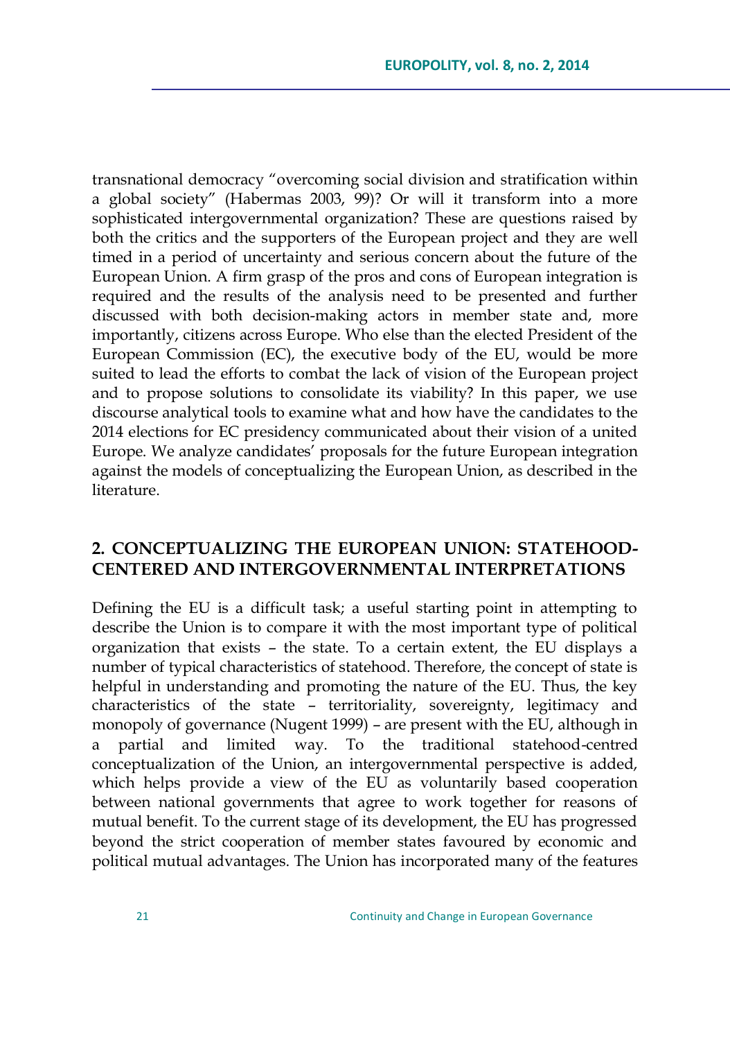transnational democracy "overcoming social division and stratification within a global society" (Habermas 2003, 99)? Or will it transform into a more sophisticated intergovernmental organization? These are questions raised by both the critics and the supporters of the European project and they are well timed in a period of uncertainty and serious concern about the future of the European Union. A firm grasp of the pros and cons of European integration is required and the results of the analysis need to be presented and further discussed with both decision-making actors in member state and, more importantly, citizens across Europe. Who else than the elected President of the European Commission (EC), the executive body of the EU, would be more suited to lead the efforts to combat the lack of vision of the European project and to propose solutions to consolidate its viability? In this paper, we use discourse analytical tools to examine what and how have the candidates to the 2014 elections for EC presidency communicated about their vision of a united Europe. We analyze candidates' proposals for the future European integration against the models of conceptualizing the European Union, as described in the literature.

## 2. CONCEPTUALIZING THE EUROPEAN UNION: STATEHOOD-CENTERED AND INTERGOVERNMENTAL INTERPRETATIONS

Defining the EU is a difficult task; a useful starting point in attempting to describe the Union is to compare it with the most important type of political organization that exists – the state. To a certain extent, the EU displays a number of typical characteristics of statehood. Therefore, the concept of state is helpful in understanding and promoting the nature of the EU. Thus, the key characteristics of the state – territoriality, sovereignty, legitimacy and monopoly of governance (Nugent 1999) – are present with the EU, although in a partial and limited way. To the traditional statehood-centred conceptualization of the Union, an intergovernmental perspective is added, which helps provide a view of the EU as voluntarily based cooperation between national governments that agree to work together for reasons of mutual benefit. To the current stage of its development, the EU has progressed beyond the strict cooperation of member states favoured by economic and political mutual advantages. The Union has incorporated many of the features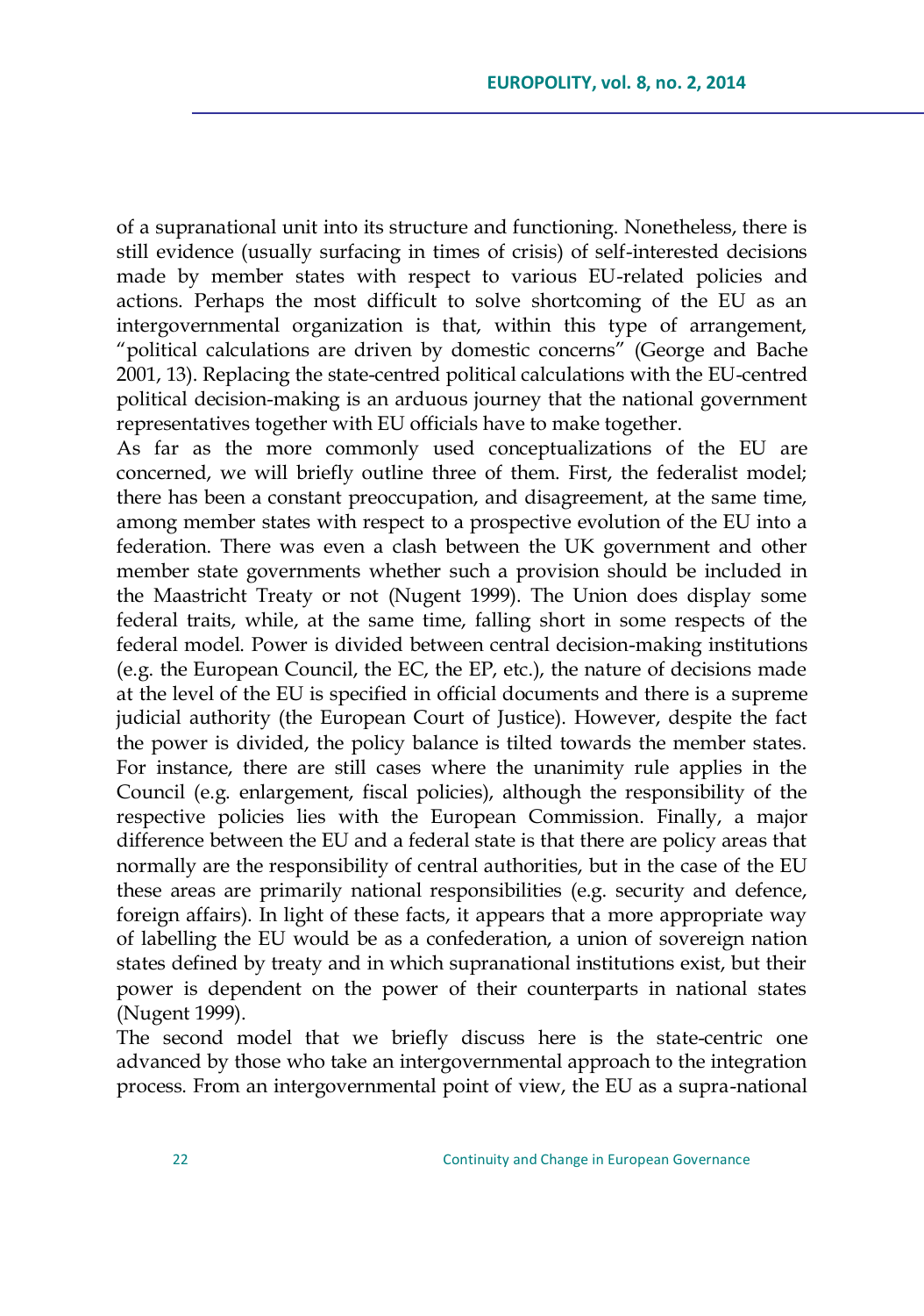of a supranational unit into its structure and functioning. Nonetheless, there is still evidence (usually surfacing in times of crisis) of self-interested decisions made by member states with respect to various EU-related policies and actions. Perhaps the most difficult to solve shortcoming of the EU as an intergovernmental organization is that, within this type of arrangement, "political calculations are driven by domestic concerns" (George and Bache 2001, 13). Replacing the state-centred political calculations with the EU-centred political decision-making is an arduous journey that the national government representatives together with EU officials have to make together.

As far as the more commonly used conceptualizations of the EU are concerned, we will briefly outline three of them. First, the federalist model; there has been a constant preoccupation, and disagreement, at the same time, among member states with respect to a prospective evolution of the EU into a federation. There was even a clash between the UK government and other member state governments whether such a provision should be included in the Maastricht Treaty or not (Nugent 1999). The Union does display some federal traits, while, at the same time, falling short in some respects of the federal model. Power is divided between central decision-making institutions (e.g. the European Council, the EC, the EP, etc.), the nature of decisions made at the level of the EU is specified in official documents and there is a supreme judicial authority (the European Court of Justice). However, despite the fact the power is divided, the policy balance is tilted towards the member states. For instance, there are still cases where the unanimity rule applies in the Council (e.g. enlargement, fiscal policies), although the responsibility of the respective policies lies with the European Commission. Finally, a major difference between the EU and a federal state is that there are policy areas that normally are the responsibility of central authorities, but in the case of the EU these areas are primarily national responsibilities (e.g. security and defence, foreign affairs). In light of these facts, it appears that a more appropriate way of labelling the EU would be as a confederation, a union of sovereign nation states defined by treaty and in which supranational institutions exist, but their power is dependent on the power of their counterparts in national states (Nugent 1999).

The second model that we briefly discuss here is the state-centric one advanced by those who take an intergovernmental approach to the integration process. From an intergovernmental point of view, the EU as a supra-national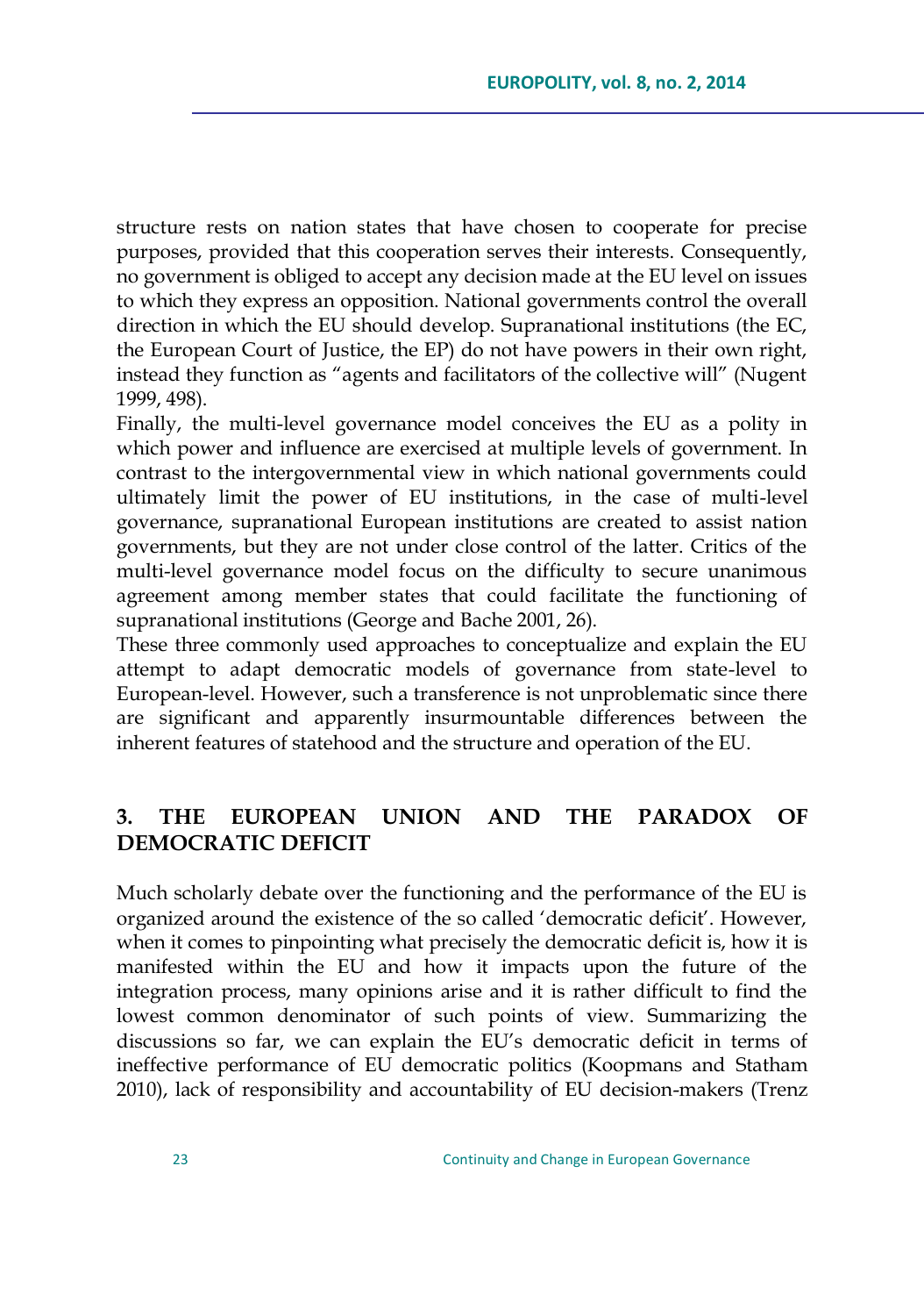structure rests on nation states that have chosen to cooperate for precise purposes, provided that this cooperation serves their interests. Consequently, no government is obliged to accept any decision made at the EU level on issues to which they express an opposition. National governments control the overall direction in which the EU should develop. Supranational institutions (the EC, the European Court of Justice, the EP) do not have powers in their own right, instead they function as "agents and facilitators of the collective will" (Nugent 1999, 498).

Finally, the multi-level governance model conceives the EU as a polity in which power and influence are exercised at multiple levels of government. In contrast to the intergovernmental view in which national governments could ultimately limit the power of EU institutions, in the case of multi-level governance, supranational European institutions are created to assist nation governments, but they are not under close control of the latter. Critics of the multi-level governance model focus on the difficulty to secure unanimous agreement among member states that could facilitate the functioning of supranational institutions (George and Bache 2001, 26).

These three commonly used approaches to conceptualize and explain the EU attempt to adapt democratic models of governance from state-level to European-level. However, such a transference is not unproblematic since there are significant and apparently insurmountable differences between the inherent features of statehood and the structure and operation of the EU.

## 3. THE EUROPEAN UNION AND THE PARADOX OF DEMOCRATIC DEFICIT

Much scholarly debate over the functioning and the performance of the EU is organized around the existence of the so called 'democratic deficit'. However, when it comes to pinpointing what precisely the democratic deficit is, how it is manifested within the EU and how it impacts upon the future of the integration process, many opinions arise and it is rather difficult to find the lowest common denominator of such points of view. Summarizing the discussions so far, we can explain the EU's democratic deficit in terms of ineffective performance of EU democratic politics (Koopmans and Statham 2010), lack of responsibility and accountability of EU decision-makers (Trenz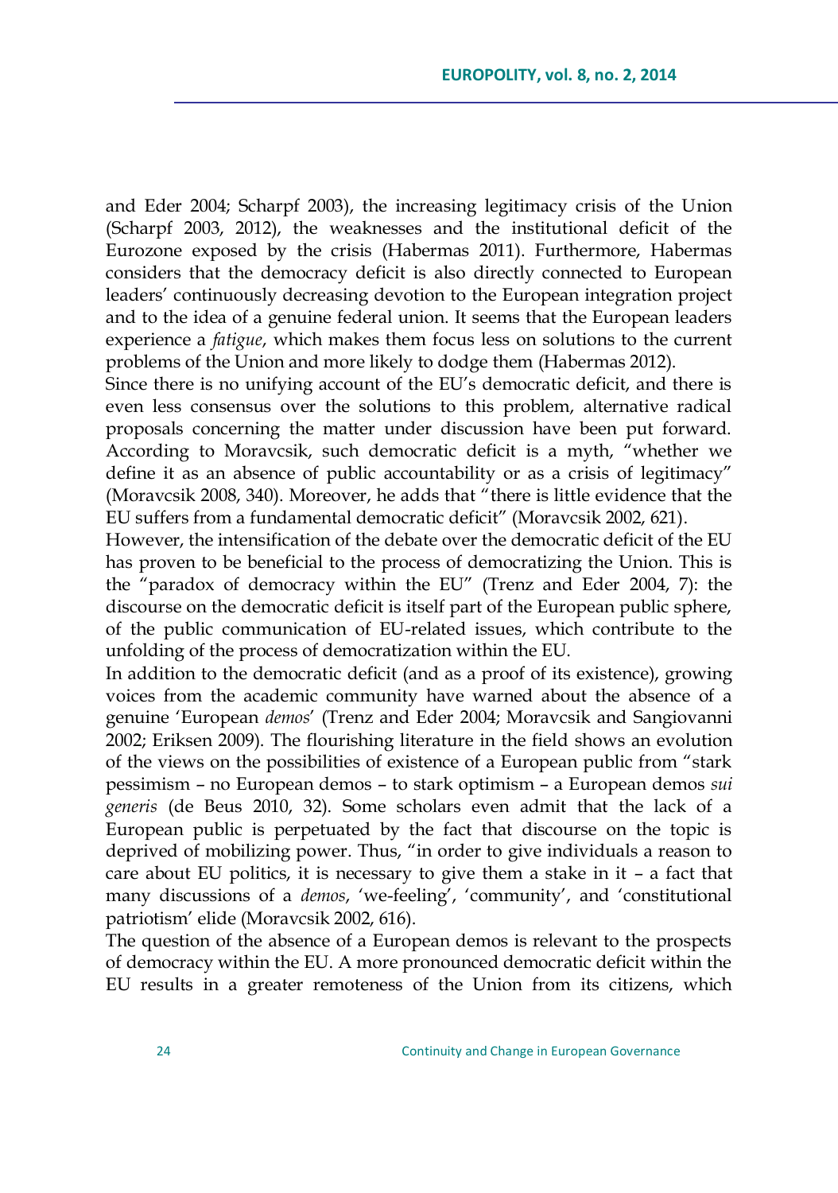and Eder 2004; Scharpf 2003), the increasing legitimacy crisis of the Union (Scharpf 2003, 2012), the weaknesses and the institutional deficit of the Eurozone exposed by the crisis (Habermas 2011). Furthermore, Habermas considers that the democracy deficit is also directly connected to European leaders' continuously decreasing devotion to the European integration project and to the idea of a genuine federal union. It seems that the European leaders experience a *fatigue*, which makes them focus less on solutions to the current problems of the Union and more likely to dodge them (Habermas 2012).

Since there is no unifying account of the EU's democratic deficit, and there is even less consensus over the solutions to this problem, alternative radical proposals concerning the matter under discussion have been put forward. According to Moravcsik, such democratic deficit is a myth, "whether we define it as an absence of public accountability or as a crisis of legitimacy" (Moravcsik 2008, 340). Moreover, he adds that "there is little evidence that the EU suffers from a fundamental democratic deficit" (Moravcsik 2002, 621).

However, the intensification of the debate over the democratic deficit of the EU has proven to be beneficial to the process of democratizing the Union. This is the "paradox of democracy within the EU" (Trenz and Eder 2004, 7): the discourse on the democratic deficit is itself part of the European public sphere, of the public communication of EU-related issues, which contribute to the unfolding of the process of democratization within the EU.

In addition to the democratic deficit (and as a proof of its existence), growing voices from the academic community have warned about the absence of a genuine 'European *demos*' (Trenz and Eder 2004; Moravcsik and Sangiovanni 2002; Eriksen 2009). The flourishing literature in the field shows an evolution of the views on the possibilities of existence of a European public from "stark pessimism – no European demos – to stark optimism – a European demos *sui generis* (de Beus 2010, 32). Some scholars even admit that the lack of a European public is perpetuated by the fact that discourse on the topic is deprived of mobilizing power. Thus, "in order to give individuals a reason to care about EU politics, it is necessary to give them a stake in it – a fact that many discussions of a *demos*, 'we-feeling', 'community', and 'constitutional patriotism' elide (Moravcsik 2002, 616).

The question of the absence of a European demos is relevant to the prospects of democracy within the EU. A more pronounced democratic deficit within the EU results in a greater remoteness of the Union from its citizens, which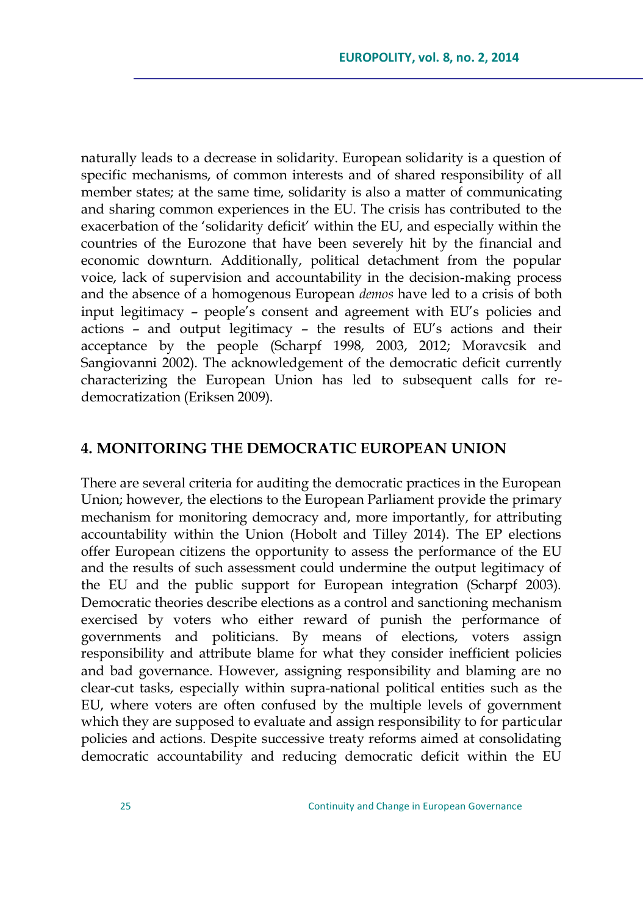naturally leads to a decrease in solidarity. European solidarity is a question of specific mechanisms, of common interests and of shared responsibility of all member states; at the same time, solidarity is also a matter of communicating and sharing common experiences in the EU. The crisis has contributed to the exacerbation of the 'solidarity deficit' within the EU, and especially within the countries of the Eurozone that have been severely hit by the financial and economic downturn. Additionally, political detachment from the popular voice, lack of supervision and accountability in the decision-making process and the absence of a homogenous European *demos* have led to a crisis of both input legitimacy – people's consent and agreement with EU's policies and actions – and output legitimacy – the results of EU's actions and their acceptance by the people (Scharpf 1998, 2003, 2012; Moravcsik and Sangiovanni 2002). The acknowledgement of the democratic deficit currently characterizing the European Union has led to subsequent calls for re-democratization (Eriksen 2009).

## 4. MONITORING THE DEMOCRATIC EUROPEAN UNION

There are several criteria for auditing the democratic practices in the European Union; however, the elections to the European Parliament provide the primary mechanism for monitoring democracy and, more importantly, for attributing accountability within the Union (Hobolt and Tilley 2014). The EP elections offer European citizens the opportunity to assess the performance of the EU and the results of such assessment could undermine the output legitimacy of the EU and the public support for European integration (Scharpf 2003). Democratic theories describe elections as a control and sanctioning mechanism exercised by voters who either reward of punish the performance of governments and politicians. By means of elections, voters assign responsibility and attribute blame for what they consider inefficient policies and bad governance. However, assigning responsibility and blaming are no clear-cut tasks, especially within supra-national political entities such as the EU, where voters are often confused by the multiple levels of government which they are supposed to evaluate and assign responsibility to for particular policies and actions. Despite successive treaty reforms aimed at consolidating democratic accountability and reducing democratic deficit within the EU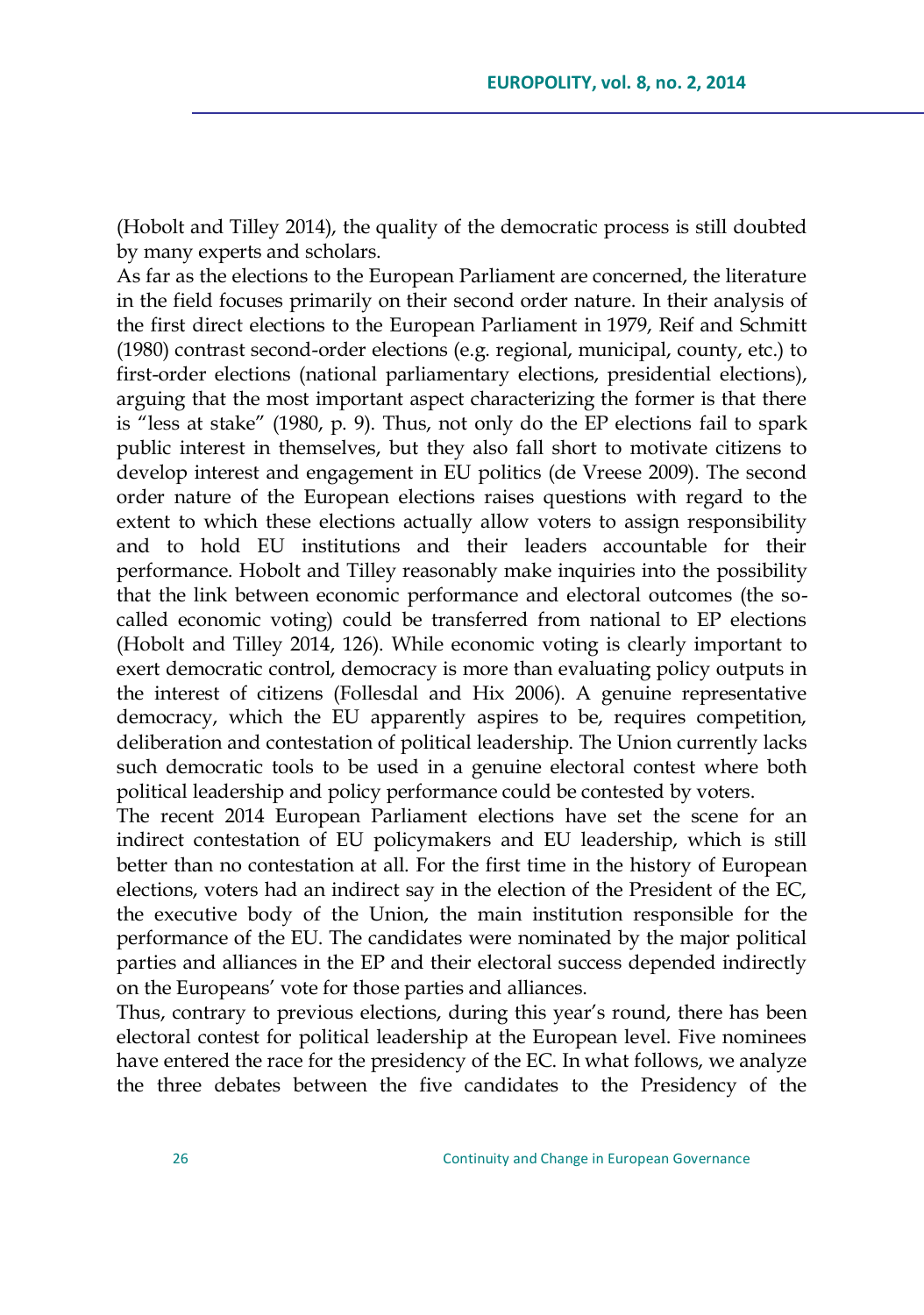(Hobolt and Tilley 2014), the quality of the democratic process is still doubted by many experts and scholars.

As far as the elections to the European Parliament are concerned, the literature in the field focuses primarily on their second order nature. In their analysis of the first direct elections to the European Parliament in 1979, Reif and Schmitt (1980) contrast second-order elections (e.g. regional, municipal, county, etc.) to first-order elections (national parliamentary elections, presidential elections), arguing that the most important aspect characterizing the former is that there is "less at stake" (1980, p. 9). Thus, not only do the EP elections fail to spark public interest in themselves, but they also fall short to motivate citizens to develop interest and engagement in EU politics (de Vreese 2009). The second order nature of the European elections raises questions with regard to the extent to which these elections actually allow voters to assign responsibility and to hold EU institutions and their leaders accountable for their performance. Hobolt and Tilley reasonably make inquiries into the possibility that the link between economic performance and electoral outcomes (the so-called economic voting) could be transferred from national to EP elections (Hobolt and Tilley 2014, 126). While economic voting is clearly important to exert democratic control, democracy is more than evaluating policy outputs in the interest of citizens (Follesdal and Hix 2006). A genuine representative democracy, which the EU apparently aspires to be, requires competition, deliberation and contestation of political leadership. The Union currently lacks such democratic tools to be used in a genuine electoral contest where both political leadership and policy performance could be contested by voters.

The recent 2014 European Parliament elections have set the scene for an indirect contestation of EU policymakers and EU leadership, which is still better than no contestation at all. For the first time in the history of European elections, voters had an indirect say in the election of the President of the EC, the executive body of the Union, the main institution responsible for the performance of the EU. The candidates were nominated by the major political parties and alliances in the EP and their electoral success depended indirectly on the Europeans' vote for those parties and alliances.

Thus, contrary to previous elections, during this year's round, there has been electoral contest for political leadership at the European level. Five nominees have entered the race for the presidency of the EC. In what follows, we analyze the three debates between the five candidates to the Presidency of the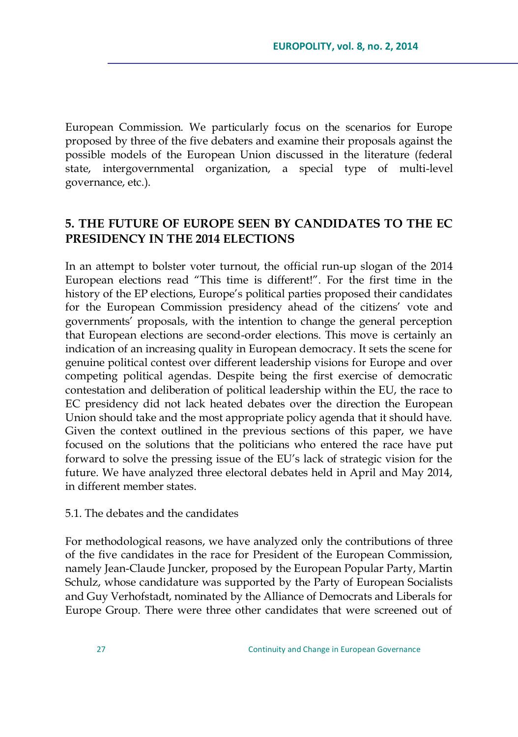European Commission. We particularly focus on the scenarios for Europe proposed by three of the five debaters and examine their proposals against the possible models of the European Union discussed in the literature (federal state, intergovernmental organization, a special type of multi-level governance, etc.).

## 5. THE FUTURE OF EUROPE SEEN BY CANDIDATES TO THE EC PRESIDENCY IN THE 2014 ELECTIONS

In an attempt to bolster voter turnout, the official run-up slogan of the 2014 European elections read "This time is different!". For the first time in the history of the EP elections, Europe's political parties proposed their candidates for the European Commission presidency ahead of the citizens' vote and governments' proposals, with the intention to change the general perception that European elections are second-order elections. This move is certainly an indication of an increasing quality in European democracy. It sets the scene for genuine political contest over different leadership visions for Europe and over competing political agendas. Despite being the first exercise of democratic contestation and deliberation of political leadership within the EU, the race to EC presidency did not lack heated debates over the direction the European Union should take and the most appropriate policy agenda that it should have. Given the context outlined in the previous sections of this paper, we have focused on the solutions that the politicians who entered the race have put forward to solve the pressing issue of the EU's lack of strategic vision for the future. We have analyzed three electoral debates held in April and May 2014, in different member states.

### 5.1. The debates and the candidates

For methodological reasons, we have analyzed only the contributions of three of the five candidates in the race for President of the European Commission, namely Jean-Claude Juncker, proposed by the European Popular Party, Martin Schulz, whose candidature was supported by the Party of European Socialists and Guy Verhofstadt, nominated by the Alliance of Democrats and Liberals for Europe Group. There were three other candidates that were screened out of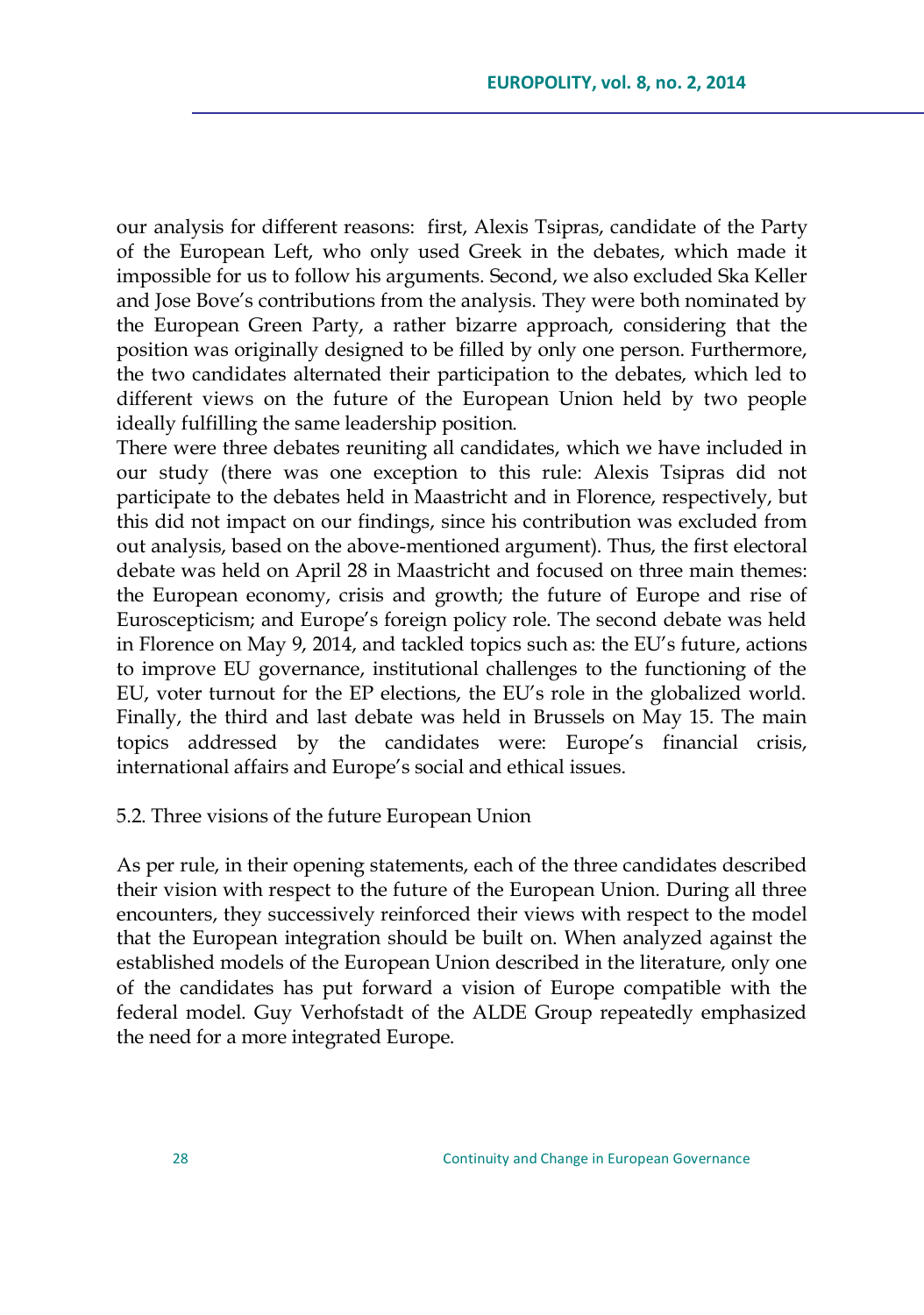our analysis for different reasons: first, Alexis Tsipras, candidate of the Party of the European Left, who only used Greek in the debates, which made it impossible for us to follow his arguments. Second, we also excluded Ska Keller and Jose Bove's contributions from the analysis. They were both nominated by the European Green Party, a rather bizarre approach, considering that the position was originally designed to be filled by only one person. Furthermore, the two candidates alternated their participation to the debates, which led to different views on the future of the European Union held by two people ideally fulfilling the same leadership position.

There were three debates reuniting all candidates, which we have included in our study (there was one exception to this rule: Alexis Tsipras did not participate to the debates held in Maastricht and in Florence, respectively, but this did not impact on our findings, since his contribution was excluded from out analysis, based on the above-mentioned argument). Thus, the first electoral debate was held on April 28 in Maastricht and focused on three main themes: the European economy, crisis and growth; the future of Europe and rise of Euroscepticism; and Europe's foreign policy role. The second debate was held in Florence on May 9, 2014, and tackled topics such as: the EU's future, actions to improve EU governance, institutional challenges to the functioning of the EU, voter turnout for the EP elections, the EU's role in the globalized world. Finally, the third and last debate was held in Brussels on May 15. The main topics addressed by the candidates were: Europe's financial crisis, international affairs and Europe's social and ethical issues.

### 5.2. Three visions of the future European Union

As per rule, in their opening statements, each of the three candidates described their vision with respect to the future of the European Union. During all three encounters, they successively reinforced their views with respect to the model that the European integration should be built on. When analyzed against the established models of the European Union described in the literature, only one of the candidates has put forward a vision of Europe compatible with the federal model. Guy Verhofstadt of the ALDE Group repeatedly emphasized the need for a more integrated Europe.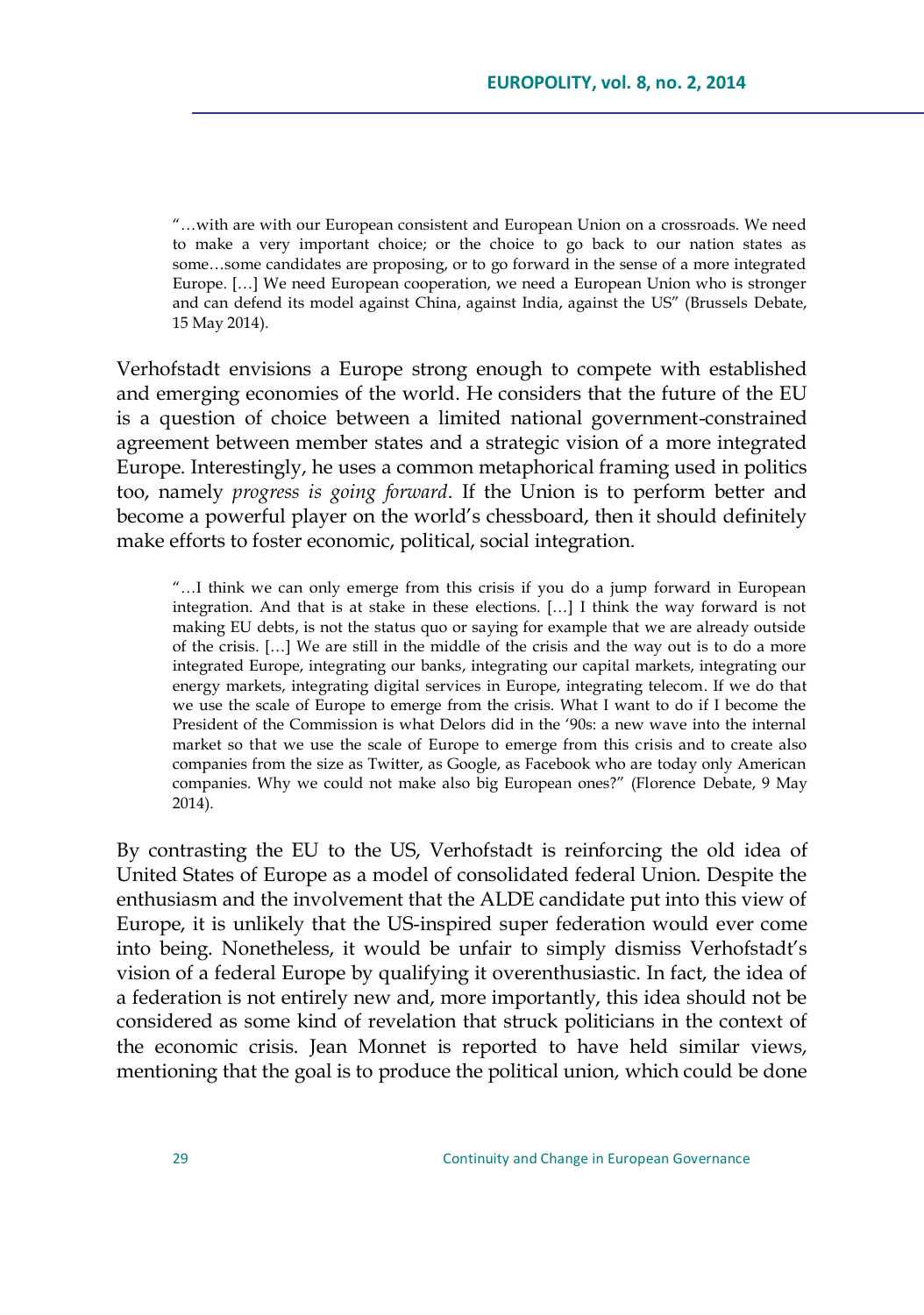> "…with are with our European consistent and European Union on a crossroads. We need to make a very important choice; or the choice to go back to our nation states as some…some candidates are proposing, or to go forward in the sense of a more integrated Europe. […] We need European cooperation, we need a European Union who is stronger and can defend its model against China, against India, against the US" (Brussels Debate, 15 May 2014).

Verhofstadt envisions a Europe strong enough to compete with established and emerging economies of the world. He considers that the future of the EU is a question of choice between a limited national government-constrained agreement between member states and a strategic vision of a more integrated Europe. Interestingly, he uses a common metaphorical framing used in politics too, namely *progress is going forward*. If the Union is to perform better and become a powerful player on the world's chessboard, then it should definitely make efforts to foster economic, political, social integration.

> "…I think we can only emerge from this crisis if you do a jump forward in European integration. And that is at stake in these elections. […] I think the way forward is not making EU debts, is not the status quo or saying for example that we are already outside of the crisis. […] We are still in the middle of the crisis and the way out is to do a more integrated Europe, integrating our banks, integrating our capital markets, integrating our energy markets, integrating digital services in Europe, integrating telecom. If we do that we use the scale of Europe to emerge from the crisis. What I want to do if I become the President of the Commission is what Delors did in the '90s: a new wave into the internal market so that we use the scale of Europe to emerge from this crisis and to create also companies from the size as Twitter, as Google, as Facebook who are today only American companies. Why we could not make also big European ones?" (Florence Debate, 9 May 2014).

By contrasting the EU to the US, Verhofstadt is reinforcing the old idea of United States of Europe as a model of consolidated federal Union. Despite the enthusiasm and the involvement that the ALDE candidate put into this view of Europe, it is unlikely that the US-inspired super federation would ever come into being. Nonetheless, it would be unfair to simply dismiss Verhofstadt's vision of a federal Europe by qualifying it overenthusiastic. In fact, the idea of a federation is not entirely new and, more importantly, this idea should not be considered as some kind of revelation that struck politicians in the context of the economic crisis. Jean Monnet is reported to have held similar views, mentioning that the goal is to produce the political union, which could be done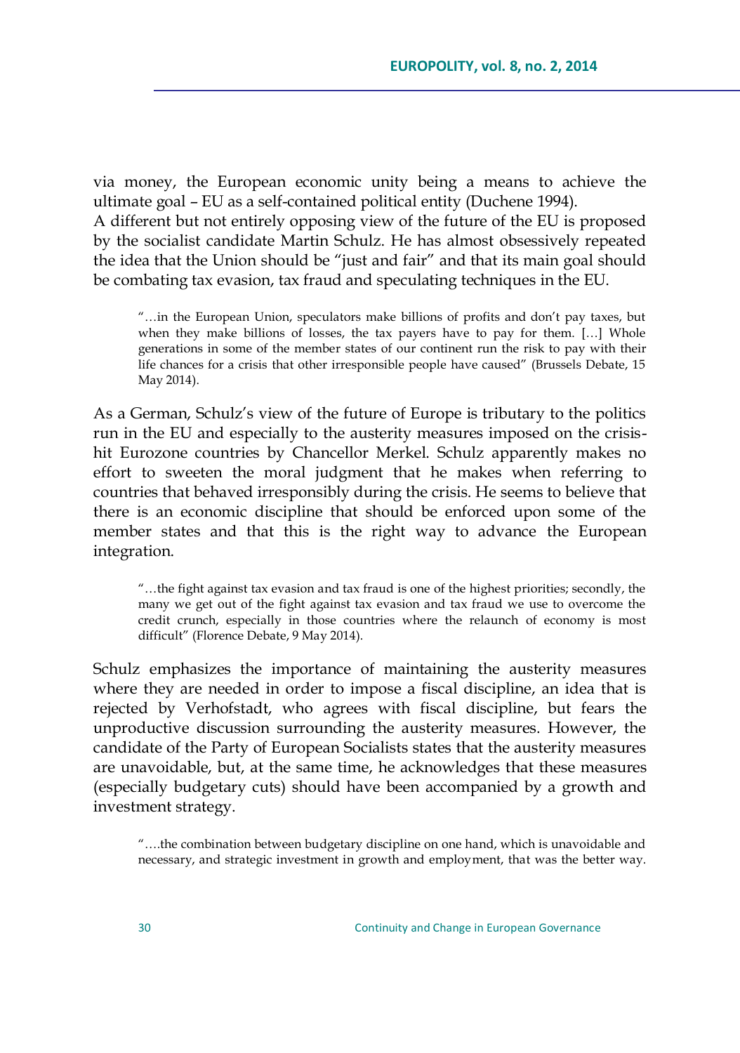via money, the European economic unity being a means to achieve the ultimate goal – EU as a self-contained political entity (Duchene 1994).
A different but not entirely opposing view of the future of the EU is proposed by the socialist candidate Martin Schulz. He has almost obsessively repeated the idea that the Union should be "just and fair" and that its main goal should be combating tax evasion, tax fraud and speculating techniques in the EU.

> "…in the European Union, speculators make billions of profits and don't pay taxes, but when they make billions of losses, the tax payers have to pay for them. […] Whole generations in some of the member states of our continent run the risk to pay with their life chances for a crisis that other irresponsible people have caused" (Brussels Debate, 15 May 2014).

As a German, Schulz's view of the future of Europe is tributary to the politics run in the EU and especially to the austerity measures imposed on the crisis-hit Eurozone countries by Chancellor Merkel. Schulz apparently makes no effort to sweeten the moral judgment that he makes when referring to countries that behaved irresponsibly during the crisis. He seems to believe that there is an economic discipline that should be enforced upon some of the member states and that this is the right way to advance the European integration.

> "…the fight against tax evasion and tax fraud is one of the highest priorities; secondly, the many we get out of the fight against tax evasion and tax fraud we use to overcome the credit crunch, especially in those countries where the relaunch of economy is most difficult" (Florence Debate, 9 May 2014).

Schulz emphasizes the importance of maintaining the austerity measures where they are needed in order to impose a fiscal discipline, an idea that is rejected by Verhofstadt, who agrees with fiscal discipline, but fears the unproductive discussion surrounding the austerity measures. However, the candidate of the Party of European Socialists states that the austerity measures are unavoidable, but, at the same time, he acknowledges that these measures (especially budgetary cuts) should have been accompanied by a growth and investment strategy.

> "….the combination between budgetary discipline on one hand, which is unavoidable and necessary, and strategic investment in growth and employment, that was the better way.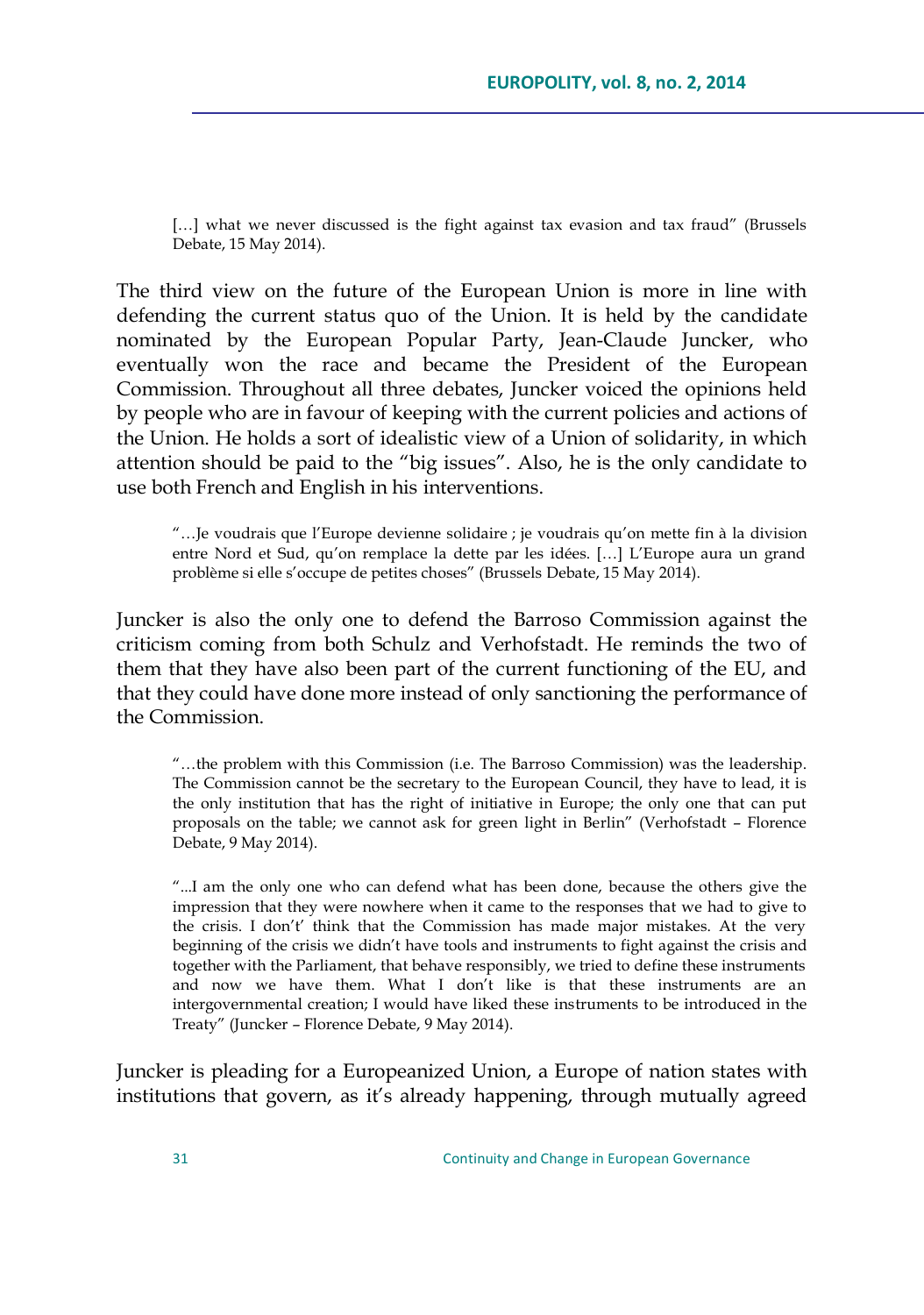[…] what we never discussed is the fight against tax evasion and tax fraud" (Brussels Debate, 15 May 2014).

The third view on the future of the European Union is more in line with defending the current status quo of the Union. It is held by the candidate nominated by the European Popular Party, Jean-Claude Juncker, who eventually won the race and became the President of the European Commission. Throughout all three debates, Juncker voiced the opinions held by people who are in favour of keeping with the current policies and actions of the Union. He holds a sort of idealistic view of a Union of solidarity, in which attention should be paid to the "big issues". Also, he is the only candidate to use both French and English in his interventions.

> "…Je voudrais que l'Europe devienne solidaire ; je voudrais qu'on mette fin à la division entre Nord et Sud, qu'on remplace la dette par les idées. […] L'Europe aura un grand problème si elle s'occupe de petites choses" (Brussels Debate, 15 May 2014).

Juncker is also the only one to defend the Barroso Commission against the criticism coming from both Schulz and Verhofstadt. He reminds the two of them that they have also been part of the current functioning of the EU, and that they could have done more instead of only sanctioning the performance of the Commission.

> "…the problem with this Commission (i.e. The Barroso Commission) was the leadership. The Commission cannot be the secretary to the European Council, they have to lead, it is the only institution that has the right of initiative in Europe; the only one that can put proposals on the table; we cannot ask for green light in Berlin" (Verhofstadt – Florence Debate, 9 May 2014).

> "...I am the only one who can defend what has been done, because the others give the impression that they were nowhere when it came to the responses that we had to give to the crisis. I don't' think that the Commission has made major mistakes. At the very beginning of the crisis we didn't have tools and instruments to fight against the crisis and together with the Parliament, that behave responsibly, we tried to define these instruments and now we have them. What I don't like is that these instruments are an intergovernmental creation; I would have liked these instruments to be introduced in the Treaty" (Juncker – Florence Debate, 9 May 2014).

Juncker is pleading for a Europeanized Union, a Europe of nation states with institutions that govern, as it's already happening, through mutually agreed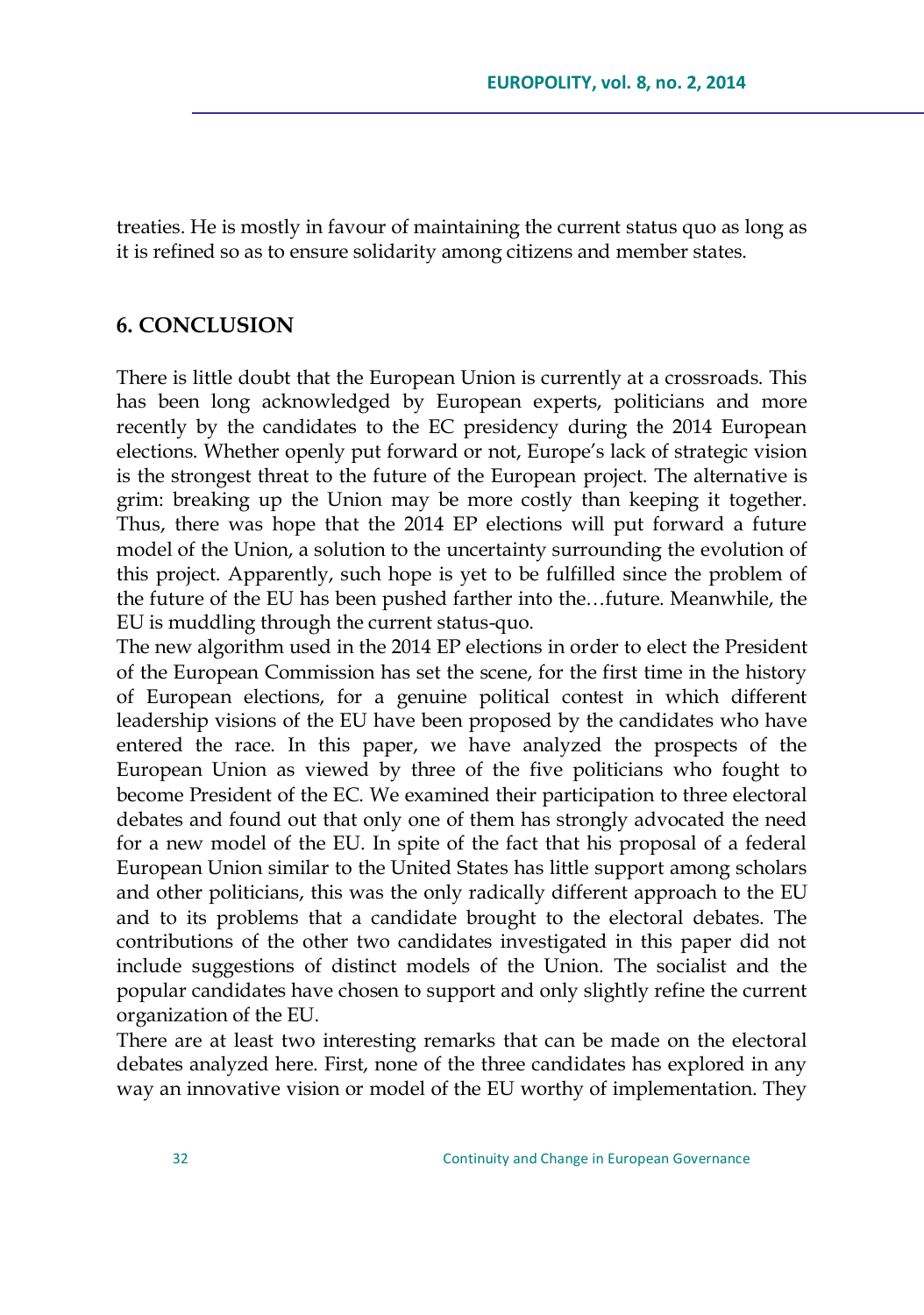treaties. He is mostly in favour of maintaining the current status quo as long as it is refined so as to ensure solidarity among citizens and member states.

## 6. CONCLUSION

There is little doubt that the European Union is currently at a crossroads. This has been long acknowledged by European experts, politicians and more recently by the candidates to the EC presidency during the 2014 European elections. Whether openly put forward or not, Europe's lack of strategic vision is the strongest threat to the future of the European project. The alternative is grim: breaking up the Union may be more costly than keeping it together. Thus, there was hope that the 2014 EP elections will put forward a future model of the Union, a solution to the uncertainty surrounding the evolution of this project. Apparently, such hope is yet to be fulfilled since the problem of the future of the EU has been pushed farther into the…future. Meanwhile, the EU is muddling through the current status-quo.

The new algorithm used in the 2014 EP elections in order to elect the President of the European Commission has set the scene, for the first time in the history of European elections, for a genuine political contest in which different leadership visions of the EU have been proposed by the candidates who have entered the race. In this paper, we have analyzed the prospects of the European Union as viewed by three of the five politicians who fought to become President of the EC. We examined their participation to three electoral debates and found out that only one of them has strongly advocated the need for a new model of the EU. In spite of the fact that his proposal of a federal European Union similar to the United States has little support among scholars and other politicians, this was the only radically different approach to the EU and to its problems that a candidate brought to the electoral debates. The contributions of the other two candidates investigated in this paper did not include suggestions of distinct models of the Union. The socialist and the popular candidates have chosen to support and only slightly refine the current organization of the EU.

There are at least two interesting remarks that can be made on the electoral debates analyzed here. First, none of the three candidates has explored in any way an innovative vision or model of the EU worthy of implementation. They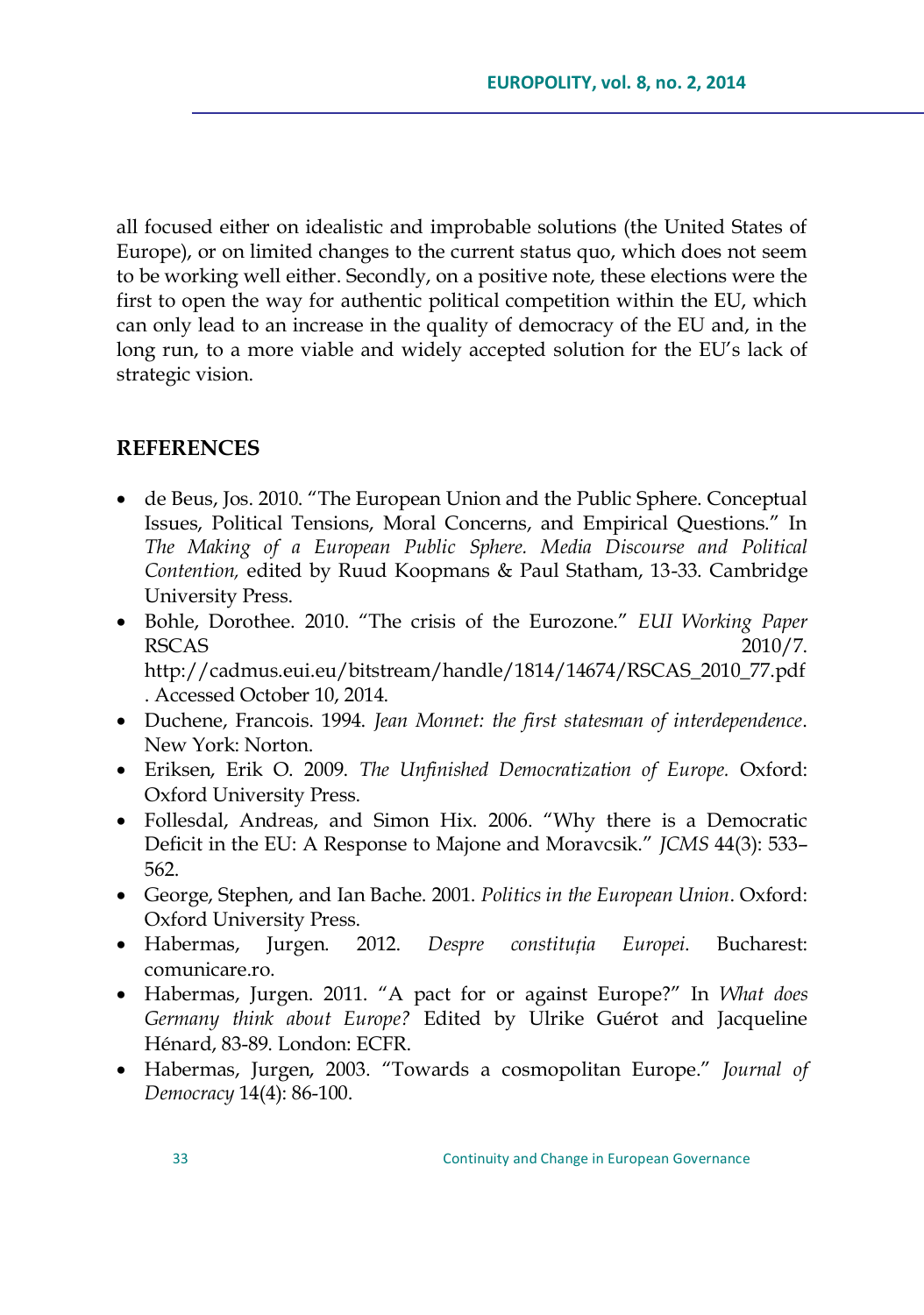all focused either on idealistic and improbable solutions (the United States of Europe), or on limited changes to the current status quo, which does not seem to be working well either. Secondly, on a positive note, these elections were the first to open the way for authentic political competition within the EU, which can only lead to an increase in the quality of democracy of the EU and, in the long run, to a more viable and widely accepted solution for the EU's lack of strategic vision.

## REFERENCES

- de Beus, Jos. 2010. "The European Union and the Public Sphere. Conceptual Issues, Political Tensions, Moral Concerns, and Empirical Questions." In *The Making of a European Public Sphere. Media Discourse and Political Contention,* edited by Ruud Koopmans & Paul Statham, 13-33. Cambridge University Press.
- Bohle, Dorothee. 2010. "The crisis of the Eurozone." *EUI Working Paper* RSCAS 2010/7. http://cadmus.eui.eu/bitstream/handle/1814/14674/RSCAS_2010_77.pdf . Accessed October 10, 2014.
- Duchene, Francois. 1994. *Jean Monnet: the first statesman of interdependence*. New York: Norton.
- Eriksen, Erik O. 2009. *The Unfinished Democratization of Europe.* Oxford: Oxford University Press.
- Follesdal, Andreas, and Simon Hix. 2006. "Why there is a Democratic Deficit in the EU: A Response to Majone and Moravcsik." *JCMS* 44(3): 533–562.
- George, Stephen, and Ian Bache. 2001. *Politics in the European Union*. Oxford: Oxford University Press.
- Habermas, Jurgen. 2012. *Despre constituția Europei*. Bucharest: comunicare.ro.
- Habermas, Jurgen. 2011. "A pact for or against Europe?" In *What does Germany think about Europe?* Edited by Ulrike Guérot and Jacqueline Hénard, 83-89. London: ECFR.
- Habermas, Jurgen, 2003. "Towards a cosmopolitan Europe." *Journal of Democracy* 14(4): 86-100.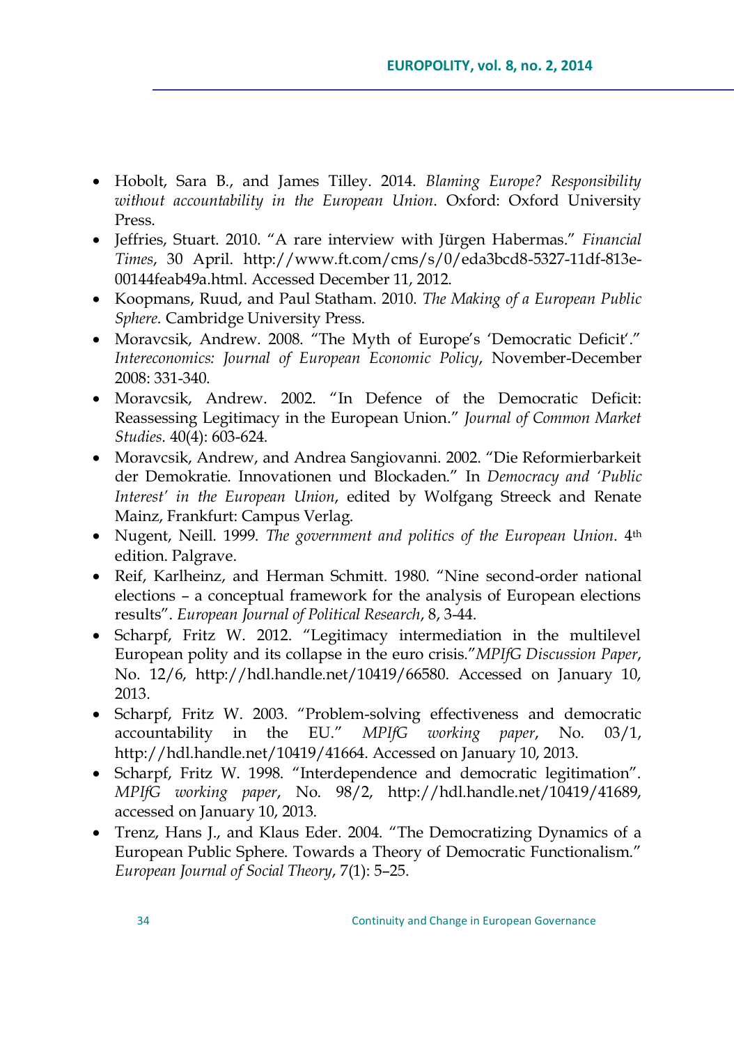- Hobolt, Sara B., and James Tilley. 2014. *Blaming Europe? Responsibility without accountability in the European Union*. Oxford: Oxford University Press.
- Jeffries, Stuart. 2010. "A rare interview with Jürgen Habermas." *Financial Times*, 30 April. http://www.ft.com/cms/s/0/eda3bcd8-5327-11df-813e-00144feab49a.html. Accessed December 11, 2012.
- Koopmans, Ruud, and Paul Statham. 2010. *The Making of a European Public Sphere*. Cambridge University Press.
- Moravcsik, Andrew. 2008. "The Myth of Europe's 'Democratic Deficit'." *Intereconomics: Journal of European Economic Policy*, November-December 2008: 331-340.
- Moravcsik, Andrew. 2002. "In Defence of the Democratic Deficit: Reassessing Legitimacy in the European Union." *Journal of Common Market Studies*. 40(4): 603-624.
- Moravcsik, Andrew, and Andrea Sangiovanni. 2002. "Die Reformierbarkeit der Demokratie. Innovationen und Blockaden." In *Democracy and 'Public Interest' in the European Union*, edited by Wolfgang Streeck and Renate Mainz, Frankfurt: Campus Verlag.
- Nugent, Neill. 1999. *The government and politics of the European Union*. 4th edition. Palgrave.
- Reif, Karlheinz, and Herman Schmitt. 1980. "Nine second-order national elections – a conceptual framework for the analysis of European elections results". *European Journal of Political Research*, 8, 3-44.
- Scharpf, Fritz W. 2012. "Legitimacy intermediation in the multilevel European polity and its collapse in the euro crisis."*MPIfG Discussion Paper*, No. 12/6, http://hdl.handle.net/10419/66580. Accessed on January 10, 2013.
- Scharpf, Fritz W. 2003. "Problem-solving effectiveness and democratic accountability in the EU." *MPIfG working paper*, No. 03/1, http://hdl.handle.net/10419/41664. Accessed on January 10, 2013.
- Scharpf, Fritz W. 1998. "Interdependence and democratic legitimation". *MPIfG working paper*, No. 98/2, http://hdl.handle.net/10419/41689, accessed on January 10, 2013.
- Trenz, Hans J., and Klaus Eder. 2004. "The Democratizing Dynamics of a European Public Sphere. Towards a Theory of Democratic Functionalism." *European Journal of Social Theory*, 7(1): 5–25.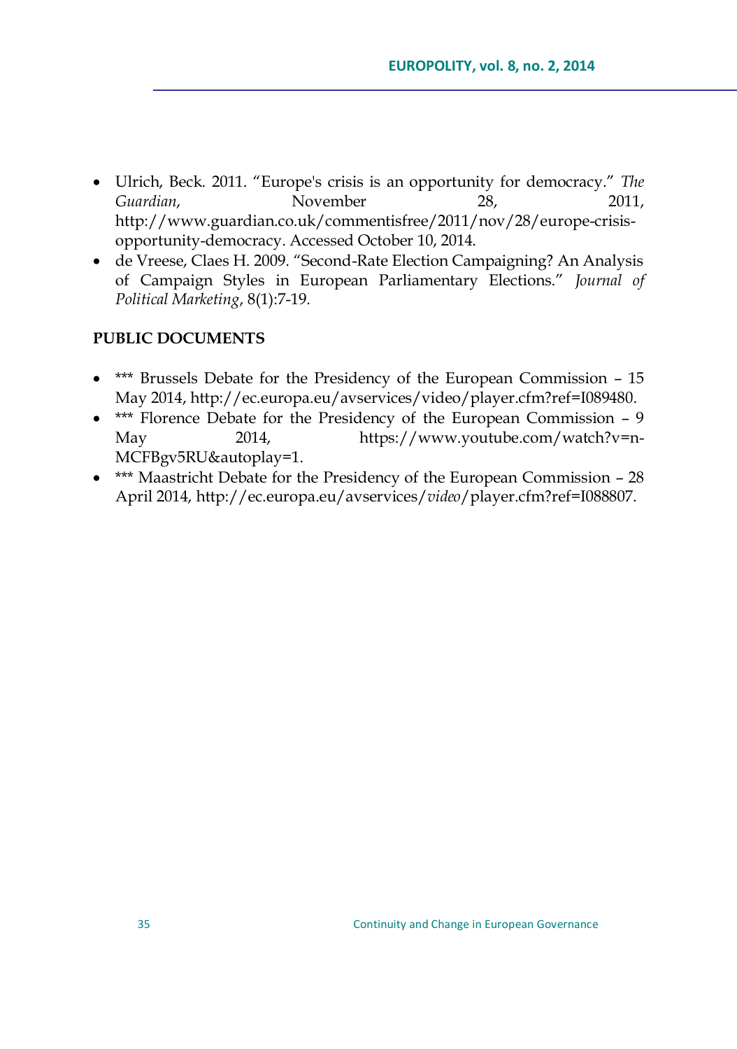- Ulrich, Beck. 2011. "Europe's crisis is an opportunity for democracy." *The Guardian*, November 28, 2011, http://www.guardian.co.uk/commentisfree/2011/nov/28/europe-crisis-opportunity-democracy. Accessed October 10, 2014.
- de Vreese, Claes H. 2009. "Second-Rate Election Campaigning? An Analysis of Campaign Styles in European Parliamentary Elections." *Journal of Political Marketing*, 8(1):7-19.

**PUBLIC DOCUMENTS**

- *** Brussels Debate for the Presidency of the European Commission – 15 May 2014, http://ec.europa.eu/avservices/video/player.cfm?ref=I089480.
- *** Florence Debate for the Presidency of the European Commission – 9 May 2014, https://www.youtube.com/watch?v=n-MCFBgv5RU&autoplay=1.
- *** Maastricht Debate for the Presidency of the European Commission – 28 April 2014, http://ec.europa.eu/avservices/*video*/player.cfm?ref=I088807.